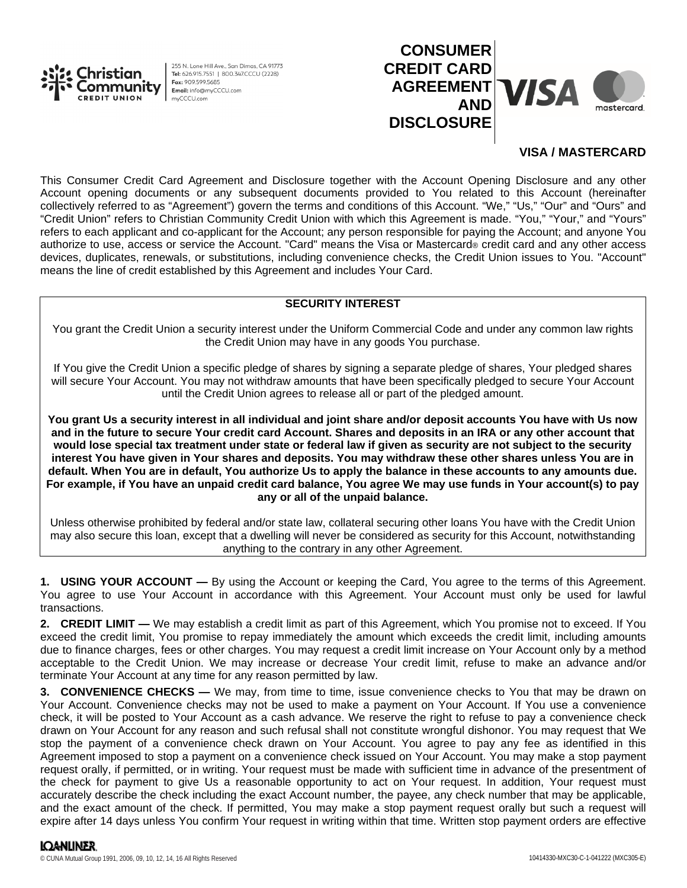Christian Community Credit Union

255 N. Lone Hill Ave., San Dimas, CA 91773
Tel: 626.915.7551 | 800.347.CCCU (2228)
Fax: 909.599.5685
Email: info@myCCCU.com
myCCCU.com

# CONSUMER CREDIT CARD AGREEMENT AND DISCLOSURE

**VISA / MASTERCARD**

This Consumer Credit Card Agreement and Disclosure together with the Account Opening Disclosure and any other Account opening documents or any subsequent documents provided to You related to this Account (hereinafter collectively referred to as "Agreement") govern the terms and conditions of this Account. "We," "Us," "Our" and "Ours" and "Credit Union" refers to Christian Community Credit Union with which this Agreement is made. "You," "Your," and "Yours" refers to each applicant and co-applicant for the Account; any person responsible for paying the Account; and anyone You authorize to use, access or service the Account. "Card" means the Visa or Mastercard® credit card and any other access devices, duplicates, renewals, or substitutions, including convenience checks, the Credit Union issues to You. "Account" means the line of credit established by this Agreement and includes Your Card.

## SECURITY INTEREST

You grant the Credit Union a security interest under the Uniform Commercial Code and under any common law rights the Credit Union may have in any goods You purchase.

If You give the Credit Union a specific pledge of shares by signing a separate pledge of shares, Your pledged shares will secure Your Account. You may not withdraw amounts that have been specifically pledged to secure Your Account until the Credit Union agrees to release all or part of the pledged amount.

**You grant Us a security interest in all individual and joint share and/or deposit accounts You have with Us now and in the future to secure Your credit card Account. Shares and deposits in an IRA or any other account that would lose special tax treatment under state or federal law if given as security are not subject to the security interest You have given in Your shares and deposits. You may withdraw these other shares unless You are in default. When You are in default, You authorize Us to apply the balance in these accounts to any amounts due. For example, if You have an unpaid credit card balance, You agree We may use funds in Your account(s) to pay any or all of the unpaid balance.**

Unless otherwise prohibited by federal and/or state law, collateral securing other loans You have with the Credit Union may also secure this loan, except that a dwelling will never be considered as security for this Account, notwithstanding anything to the contrary in any other Agreement.

**1. USING YOUR ACCOUNT —** By using the Account or keeping the Card, You agree to the terms of this Agreement. You agree to use Your Account in accordance with this Agreement. Your Account must only be used for lawful transactions.

**2. CREDIT LIMIT —** We may establish a credit limit as part of this Agreement, which You promise not to exceed. If You exceed the credit limit, You promise to repay immediately the amount which exceeds the credit limit, including amounts due to finance charges, fees or other charges. You may request a credit limit increase on Your Account only by a method acceptable to the Credit Union. We may increase or decrease Your credit limit, refuse to make an advance and/or terminate Your Account at any time for any reason permitted by law.

**3. CONVENIENCE CHECKS —** We may, from time to time, issue convenience checks to You that may be drawn on Your Account. Convenience checks may not be used to make a payment on Your Account. If You use a convenience check, it will be posted to Your Account as a cash advance. We reserve the right to refuse to pay a convenience check drawn on Your Account for any reason and such refusal shall not constitute wrongful dishonor. You may request that We stop the payment of a convenience check drawn on Your Account. You agree to pay any fee as identified in this Agreement imposed to stop a payment on a convenience check issued on Your Account. You may make a stop payment request orally, if permitted, or in writing. Your request must be made with sufficient time in advance of the presentment of the check for payment to give Us a reasonable opportunity to act on Your request. In addition, Your request must accurately describe the check including the exact Account number, the payee, any check number that may be applicable, and the exact amount of the check. If permitted, You may make a stop payment request orally but such a request will expire after 14 days unless You confirm Your request in writing within that time. Written stop payment orders are effective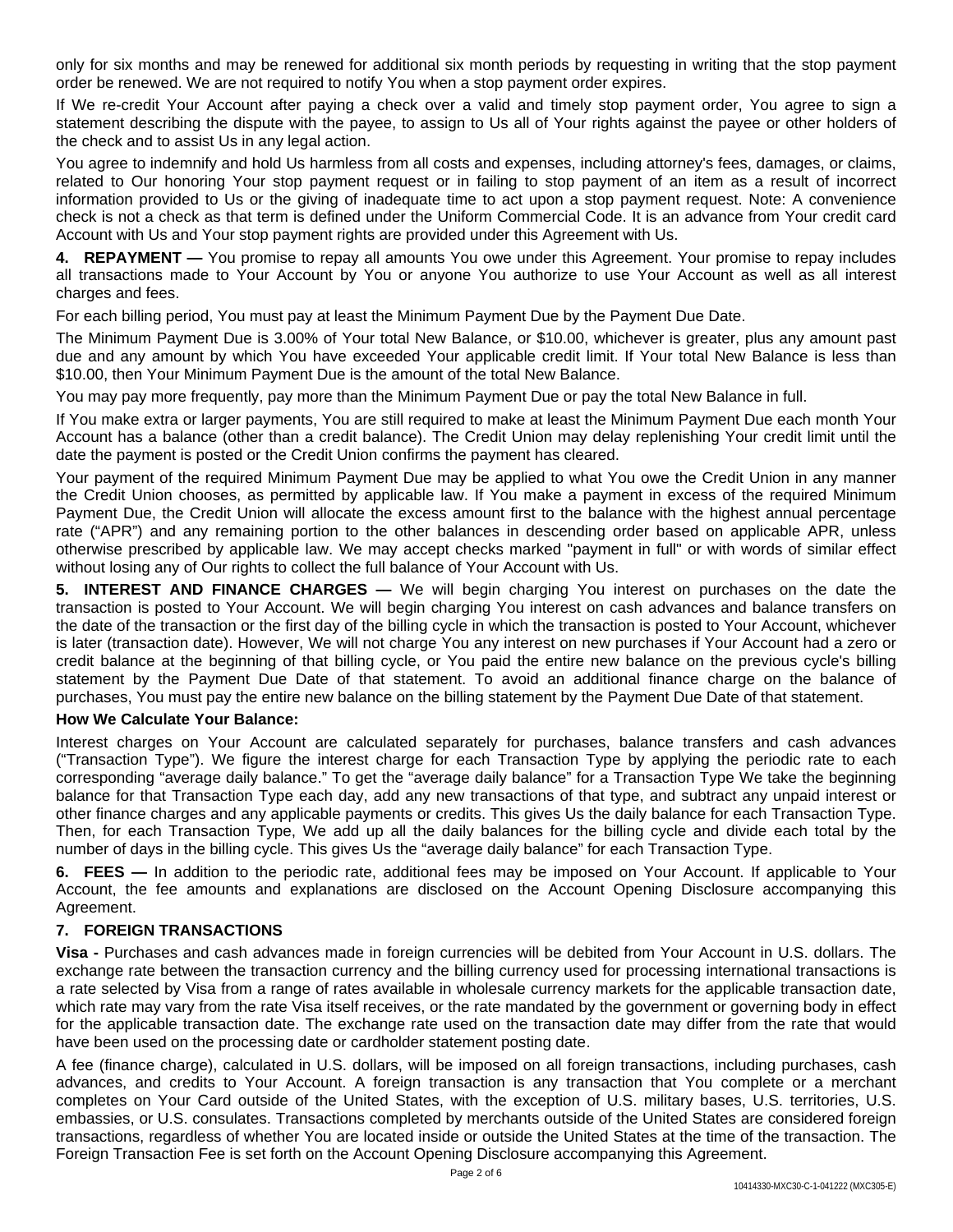only for six months and may be renewed for additional six month periods by requesting in writing that the stop payment order be renewed. We are not required to notify You when a stop payment order expires.

If We re-credit Your Account after paying a check over a valid and timely stop payment order, You agree to sign a statement describing the dispute with the payee, to assign to Us all of Your rights against the payee or other holders of the check and to assist Us in any legal action.

You agree to indemnify and hold Us harmless from all costs and expenses, including attorney's fees, damages, or claims, related to Our honoring Your stop payment request or in failing to stop payment of an item as a result of incorrect information provided to Us or the giving of inadequate time to act upon a stop payment request. Note: A convenience check is not a check as that term is defined under the Uniform Commercial Code. It is an advance from Your credit card Account with Us and Your stop payment rights are provided under this Agreement with Us.

**4. REPAYMENT —** You promise to repay all amounts You owe under this Agreement. Your promise to repay includes all transactions made to Your Account by You or anyone You authorize to use Your Account as well as all interest charges and fees.

For each billing period, You must pay at least the Minimum Payment Due by the Payment Due Date.

The Minimum Payment Due is 3.00% of Your total New Balance, or $10.00, whichever is greater, plus any amount past due and any amount by which You have exceeded Your applicable credit limit. If Your total New Balance is less than $10.00, then Your Minimum Payment Due is the amount of the total New Balance.

You may pay more frequently, pay more than the Minimum Payment Due or pay the total New Balance in full.

If You make extra or larger payments, You are still required to make at least the Minimum Payment Due each month Your Account has a balance (other than a credit balance). The Credit Union may delay replenishing Your credit limit until the date the payment is posted or the Credit Union confirms the payment has cleared.

Your payment of the required Minimum Payment Due may be applied to what You owe the Credit Union in any manner the Credit Union chooses, as permitted by applicable law. If You make a payment in excess of the required Minimum Payment Due, the Credit Union will allocate the excess amount first to the balance with the highest annual percentage rate ("APR") and any remaining portion to the other balances in descending order based on applicable APR, unless otherwise prescribed by applicable law. We may accept checks marked "payment in full" or with words of similar effect without losing any of Our rights to collect the full balance of Your Account with Us.

**5. INTEREST AND FINANCE CHARGES —** We will begin charging You interest on purchases on the date the transaction is posted to Your Account. We will begin charging You interest on cash advances and balance transfers on the date of the transaction or the first day of the billing cycle in which the transaction is posted to Your Account, whichever is later (transaction date). However, We will not charge You any interest on new purchases if Your Account had a zero or credit balance at the beginning of that billing cycle, or You paid the entire new balance on the previous cycle's billing statement by the Payment Due Date of that statement. To avoid an additional finance charge on the balance of purchases, You must pay the entire new balance on the billing statement by the Payment Due Date of that statement.

**How We Calculate Your Balance:**

Interest charges on Your Account are calculated separately for purchases, balance transfers and cash advances ("Transaction Type"). We figure the interest charge for each Transaction Type by applying the periodic rate to each corresponding "average daily balance." To get the "average daily balance" for a Transaction Type We take the beginning balance for that Transaction Type each day, add any new transactions of that type, and subtract any unpaid interest or other finance charges and any applicable payments or credits. This gives Us the daily balance for each Transaction Type. Then, for each Transaction Type, We add up all the daily balances for the billing cycle and divide each total by the number of days in the billing cycle. This gives Us the "average daily balance" for each Transaction Type.

**6. FEES —** In addition to the periodic rate, additional fees may be imposed on Your Account. If applicable to Your Account, the fee amounts and explanations are disclosed on the Account Opening Disclosure accompanying this Agreement.

**7. FOREIGN TRANSACTIONS**

**Visa -** Purchases and cash advances made in foreign currencies will be debited from Your Account in U.S. dollars. The exchange rate between the transaction currency and the billing currency used for processing international transactions is a rate selected by Visa from a range of rates available in wholesale currency markets for the applicable transaction date, which rate may vary from the rate Visa itself receives, or the rate mandated by the government or governing body in effect for the applicable transaction date. The exchange rate used on the transaction date may differ from the rate that would have been used on the processing date or cardholder statement posting date.

A fee (finance charge), calculated in U.S. dollars, will be imposed on all foreign transactions, including purchases, cash advances, and credits to Your Account. A foreign transaction is any transaction that You complete or a merchant completes on Your Card outside of the United States, with the exception of U.S. military bases, U.S. territories, U.S. embassies, or U.S. consulates. Transactions completed by merchants outside of the United States are considered foreign transactions, regardless of whether You are located inside or outside the United States at the time of the transaction. The Foreign Transaction Fee is set forth on the Account Opening Disclosure accompanying this Agreement.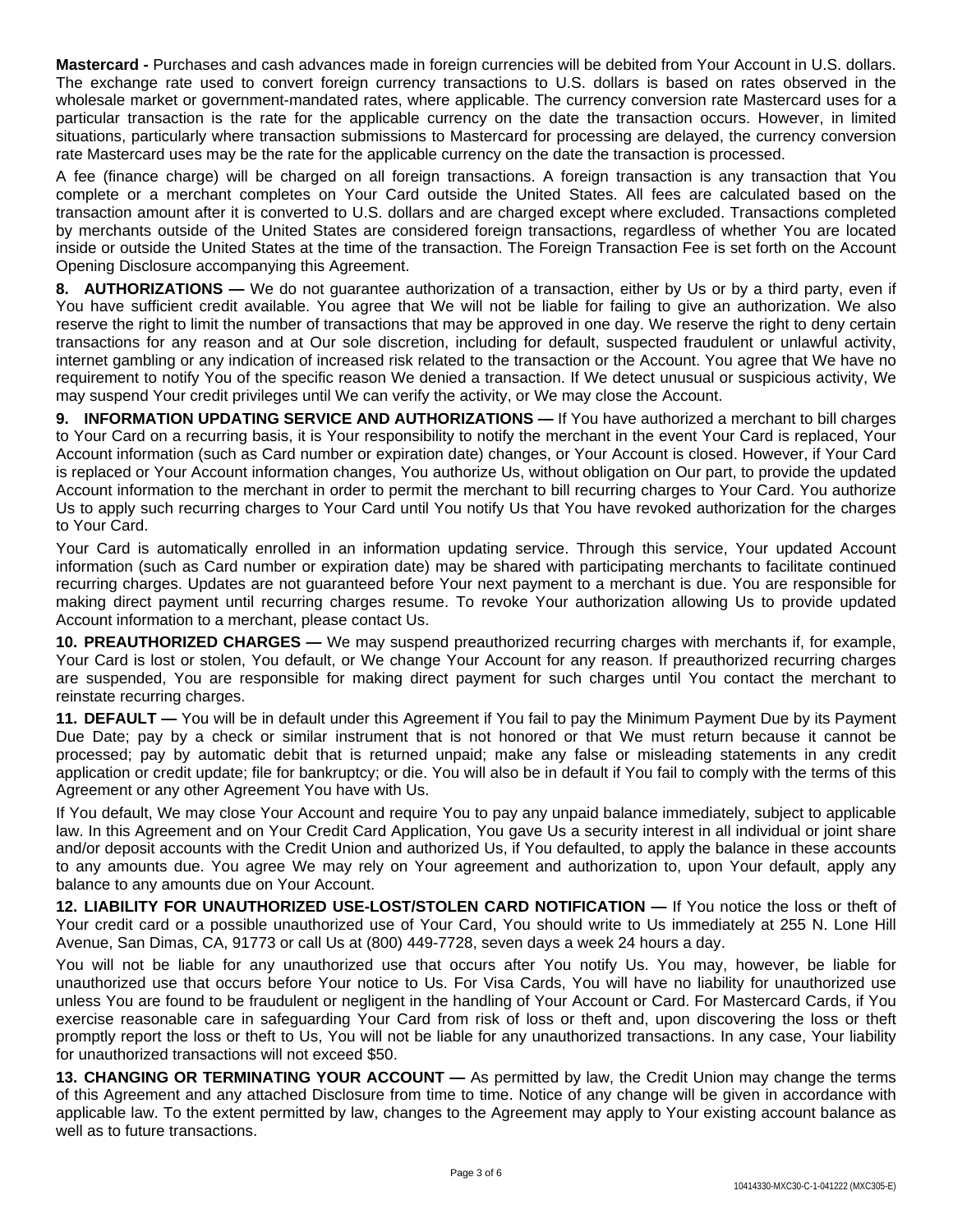**Mastercard -** Purchases and cash advances made in foreign currencies will be debited from Your Account in U.S. dollars. The exchange rate used to convert foreign currency transactions to U.S. dollars is based on rates observed in the wholesale market or government-mandated rates, where applicable. The currency conversion rate Mastercard uses for a particular transaction is the rate for the applicable currency on the date the transaction occurs. However, in limited situations, particularly where transaction submissions to Mastercard for processing are delayed, the currency conversion rate Mastercard uses may be the rate for the applicable currency on the date the transaction is processed.

A fee (finance charge) will be charged on all foreign transactions. A foreign transaction is any transaction that You complete or a merchant completes on Your Card outside the United States. All fees are calculated based on the transaction amount after it is converted to U.S. dollars and are charged except where excluded. Transactions completed by merchants outside of the United States are considered foreign transactions, regardless of whether You are located inside or outside the United States at the time of the transaction. The Foreign Transaction Fee is set forth on the Account Opening Disclosure accompanying this Agreement.

**8. AUTHORIZATIONS —** We do not guarantee authorization of a transaction, either by Us or by a third party, even if You have sufficient credit available. You agree that We will not be liable for failing to give an authorization. We also reserve the right to limit the number of transactions that may be approved in one day. We reserve the right to deny certain transactions for any reason and at Our sole discretion, including for default, suspected fraudulent or unlawful activity, internet gambling or any indication of increased risk related to the transaction or the Account. You agree that We have no requirement to notify You of the specific reason We denied a transaction. If We detect unusual or suspicious activity, We may suspend Your credit privileges until We can verify the activity, or We may close the Account.

**9. INFORMATION UPDATING SERVICE AND AUTHORIZATIONS —** If You have authorized a merchant to bill charges to Your Card on a recurring basis, it is Your responsibility to notify the merchant in the event Your Card is replaced, Your Account information (such as Card number or expiration date) changes, or Your Account is closed. However, if Your Card is replaced or Your Account information changes, You authorize Us, without obligation on Our part, to provide the updated Account information to the merchant in order to permit the merchant to bill recurring charges to Your Card. You authorize Us to apply such recurring charges to Your Card until You notify Us that You have revoked authorization for the charges to Your Card.

Your Card is automatically enrolled in an information updating service. Through this service, Your updated Account information (such as Card number or expiration date) may be shared with participating merchants to facilitate continued recurring charges. Updates are not guaranteed before Your next payment to a merchant is due. You are responsible for making direct payment until recurring charges resume. To revoke Your authorization allowing Us to provide updated Account information to a merchant, please contact Us.

**10. PREAUTHORIZED CHARGES —** We may suspend preauthorized recurring charges with merchants if, for example, Your Card is lost or stolen, You default, or We change Your Account for any reason. If preauthorized recurring charges are suspended, You are responsible for making direct payment for such charges until You contact the merchant to reinstate recurring charges.

**11. DEFAULT —** You will be in default under this Agreement if You fail to pay the Minimum Payment Due by its Payment Due Date; pay by a check or similar instrument that is not honored or that We must return because it cannot be processed; pay by automatic debit that is returned unpaid; make any false or misleading statements in any credit application or credit update; file for bankruptcy; or die. You will also be in default if You fail to comply with the terms of this Agreement or any other Agreement You have with Us.

If You default, We may close Your Account and require You to pay any unpaid balance immediately, subject to applicable law. In this Agreement and on Your Credit Card Application, You gave Us a security interest in all individual or joint share and/or deposit accounts with the Credit Union and authorized Us, if You defaulted, to apply the balance in these accounts to any amounts due. You agree We may rely on Your agreement and authorization to, upon Your default, apply any balance to any amounts due on Your Account.

**12. LIABILITY FOR UNAUTHORIZED USE-LOST/STOLEN CARD NOTIFICATION —** If You notice the loss or theft of Your credit card or a possible unauthorized use of Your Card, You should write to Us immediately at 255 N. Lone Hill Avenue, San Dimas, CA, 91773 or call Us at (800) 449-7728, seven days a week 24 hours a day.

You will not be liable for any unauthorized use that occurs after You notify Us. You may, however, be liable for unauthorized use that occurs before Your notice to Us. For Visa Cards, You will have no liability for unauthorized use unless You are found to be fraudulent or negligent in the handling of Your Account or Card. For Mastercard Cards, if You exercise reasonable care in safeguarding Your Card from risk of loss or theft and, upon discovering the loss or theft promptly report the loss or theft to Us, You will not be liable for any unauthorized transactions. In any case, Your liability for unauthorized transactions will not exceed $50.

**13. CHANGING OR TERMINATING YOUR ACCOUNT —** As permitted by law, the Credit Union may change the terms of this Agreement and any attached Disclosure from time to time. Notice of any change will be given in accordance with applicable law. To the extent permitted by law, changes to the Agreement may apply to Your existing account balance as well as to future transactions.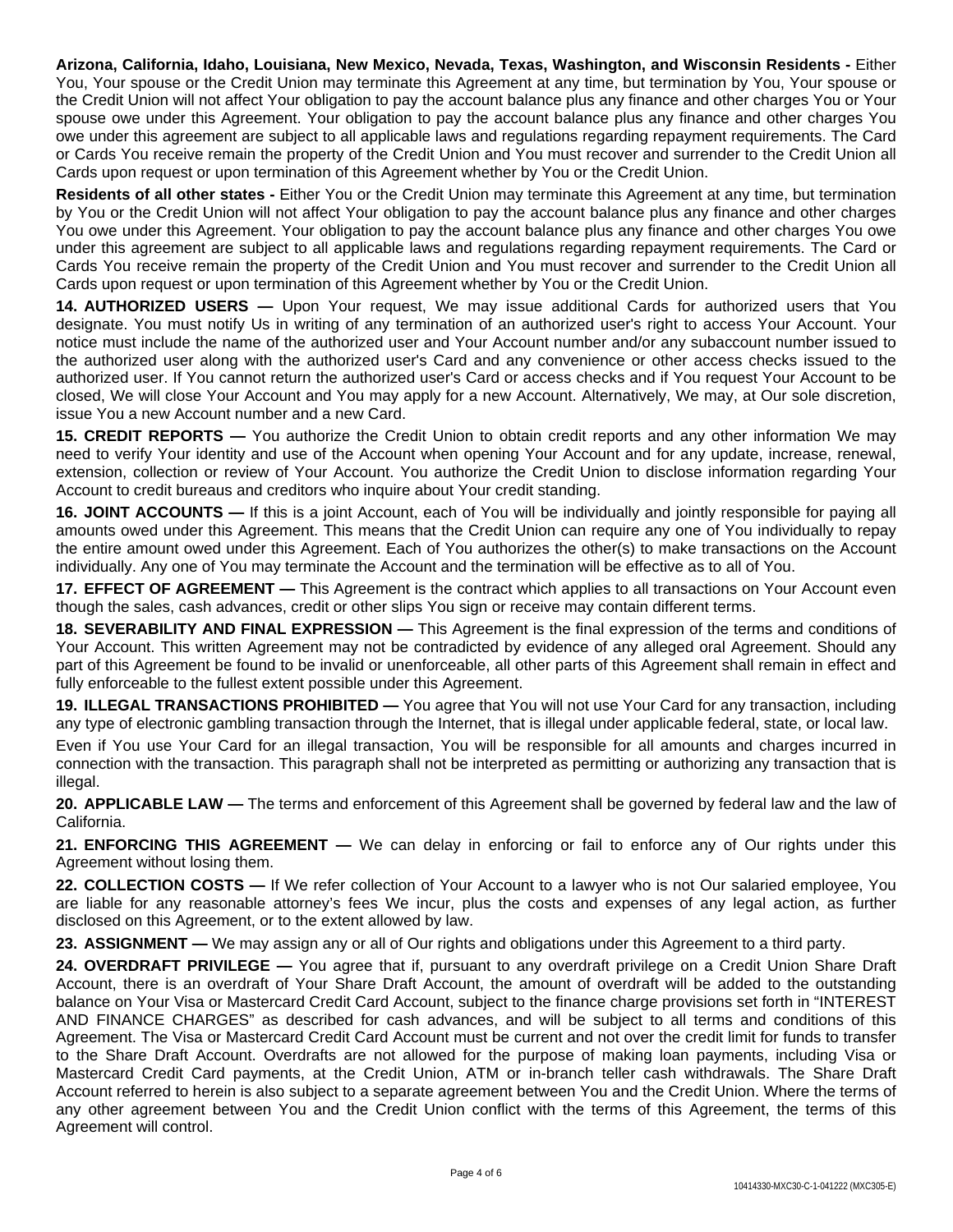**Arizona, California, Idaho, Louisiana, New Mexico, Nevada, Texas, Washington, and Wisconsin Residents -** Either You, Your spouse or the Credit Union may terminate this Agreement at any time, but termination by You, Your spouse or the Credit Union will not affect Your obligation to pay the account balance plus any finance and other charges You or Your spouse owe under this Agreement. Your obligation to pay the account balance plus any finance and other charges You owe under this agreement are subject to all applicable laws and regulations regarding repayment requirements. The Card or Cards You receive remain the property of the Credit Union and You must recover and surrender to the Credit Union all Cards upon request or upon termination of this Agreement whether by You or the Credit Union.

**Residents of all other states -** Either You or the Credit Union may terminate this Agreement at any time, but termination by You or the Credit Union will not affect Your obligation to pay the account balance plus any finance and other charges You owe under this Agreement. Your obligation to pay the account balance plus any finance and other charges You owe under this agreement are subject to all applicable laws and regulations regarding repayment requirements. The Card or Cards You receive remain the property of the Credit Union and You must recover and surrender to the Credit Union all Cards upon request or upon termination of this Agreement whether by You or the Credit Union.

**14. AUTHORIZED USERS —** Upon Your request, We may issue additional Cards for authorized users that You designate. You must notify Us in writing of any termination of an authorized user's right to access Your Account. Your notice must include the name of the authorized user and Your Account number and/or any subaccount number issued to the authorized user along with the authorized user's Card and any convenience or other access checks issued to the authorized user. If You cannot return the authorized user's Card or access checks and if You request Your Account to be closed, We will close Your Account and You may apply for a new Account. Alternatively, We may, at Our sole discretion, issue You a new Account number and a new Card.

**15. CREDIT REPORTS —** You authorize the Credit Union to obtain credit reports and any other information We may need to verify Your identity and use of the Account when opening Your Account and for any update, increase, renewal, extension, collection or review of Your Account. You authorize the Credit Union to disclose information regarding Your Account to credit bureaus and creditors who inquire about Your credit standing.

**16. JOINT ACCOUNTS —** If this is a joint Account, each of You will be individually and jointly responsible for paying all amounts owed under this Agreement. This means that the Credit Union can require any one of You individually to repay the entire amount owed under this Agreement. Each of You authorizes the other(s) to make transactions on the Account individually. Any one of You may terminate the Account and the termination will be effective as to all of You.

**17. EFFECT OF AGREEMENT —** This Agreement is the contract which applies to all transactions on Your Account even though the sales, cash advances, credit or other slips You sign or receive may contain different terms.

**18. SEVERABILITY AND FINAL EXPRESSION —** This Agreement is the final expression of the terms and conditions of Your Account. This written Agreement may not be contradicted by evidence of any alleged oral Agreement. Should any part of this Agreement be found to be invalid or unenforceable, all other parts of this Agreement shall remain in effect and fully enforceable to the fullest extent possible under this Agreement.

**19. ILLEGAL TRANSACTIONS PROHIBITED —** You agree that You will not use Your Card for any transaction, including any type of electronic gambling transaction through the Internet, that is illegal under applicable federal, state, or local law.

Even if You use Your Card for an illegal transaction, You will be responsible for all amounts and charges incurred in connection with the transaction. This paragraph shall not be interpreted as permitting or authorizing any transaction that is illegal.

**20. APPLICABLE LAW —** The terms and enforcement of this Agreement shall be governed by federal law and the law of California.

**21. ENFORCING THIS AGREEMENT —** We can delay in enforcing or fail to enforce any of Our rights under this Agreement without losing them.

**22. COLLECTION COSTS —** If We refer collection of Your Account to a lawyer who is not Our salaried employee, You are liable for any reasonable attorney's fees We incur, plus the costs and expenses of any legal action, as further disclosed on this Agreement, or to the extent allowed by law.

**23. ASSIGNMENT —** We may assign any or all of Our rights and obligations under this Agreement to a third party.

**24. OVERDRAFT PRIVILEGE —** You agree that if, pursuant to any overdraft privilege on a Credit Union Share Draft Account, there is an overdraft of Your Share Draft Account, the amount of overdraft will be added to the outstanding balance on Your Visa or Mastercard Credit Card Account, subject to the finance charge provisions set forth in "INTEREST AND FINANCE CHARGES" as described for cash advances, and will be subject to all terms and conditions of this Agreement. The Visa or Mastercard Credit Card Account must be current and not over the credit limit for funds to transfer to the Share Draft Account. Overdrafts are not allowed for the purpose of making loan payments, including Visa or Mastercard Credit Card payments, at the Credit Union, ATM or in-branch teller cash withdrawals. The Share Draft Account referred to herein is also subject to a separate agreement between You and the Credit Union. Where the terms of any other agreement between You and the Credit Union conflict with the terms of this Agreement, the terms of this Agreement will control.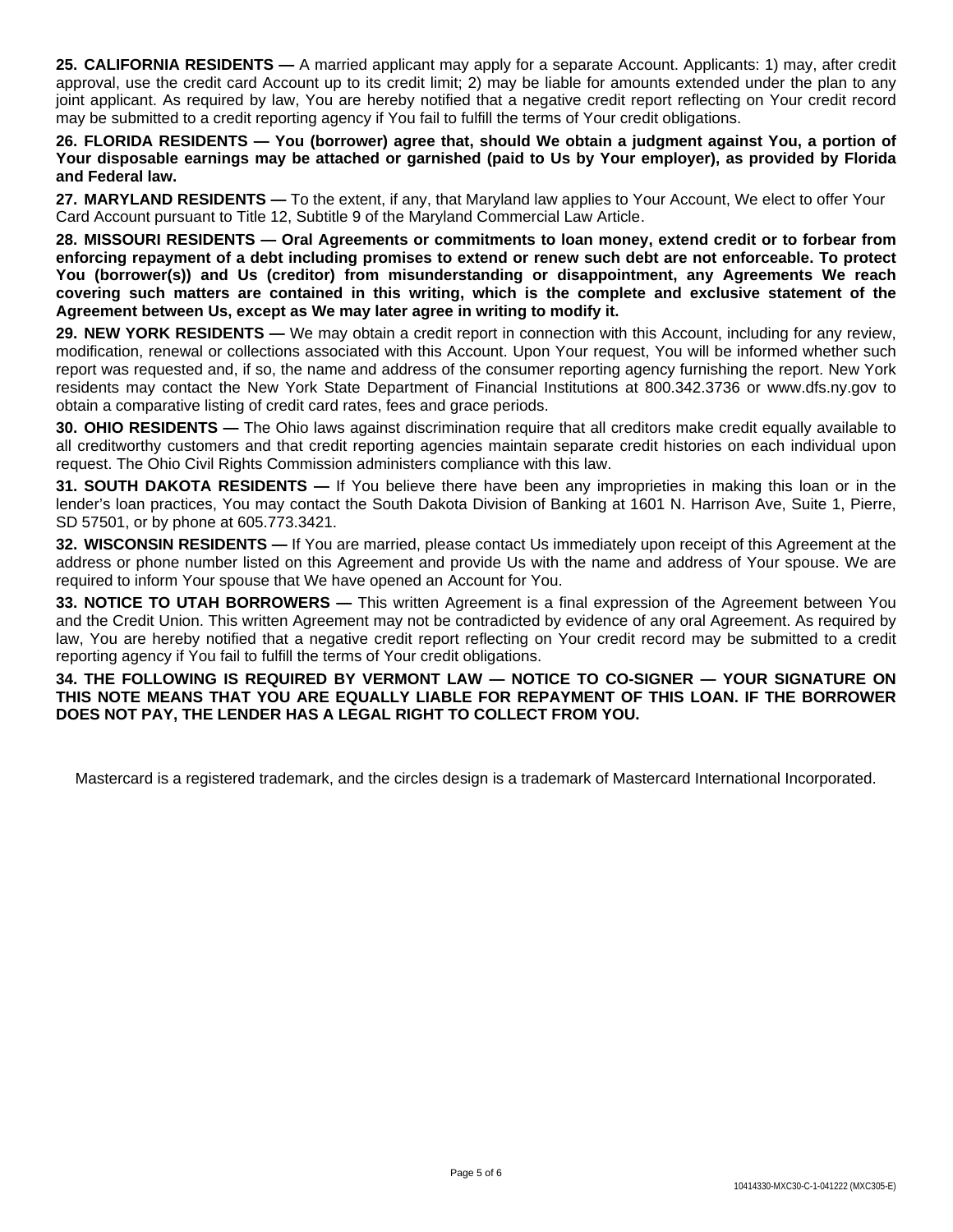**25. CALIFORNIA RESIDENTS —** A married applicant may apply for a separate Account. Applicants: 1) may, after credit approval, use the credit card Account up to its credit limit; 2) may be liable for amounts extended under the plan to any joint applicant. As required by law, You are hereby notified that a negative credit report reflecting on Your credit record may be submitted to a credit reporting agency if You fail to fulfill the terms of Your credit obligations.

**26. FLORIDA RESIDENTS — You (borrower) agree that, should We obtain a judgment against You, a portion of Your disposable earnings may be attached or garnished (paid to Us by Your employer), as provided by Florida and Federal law.**

**27. MARYLAND RESIDENTS —** To the extent, if any, that Maryland law applies to Your Account, We elect to offer Your Card Account pursuant to Title 12, Subtitle 9 of the Maryland Commercial Law Article.

**28. MISSOURI RESIDENTS — Oral Agreements or commitments to loan money, extend credit or to forbear from enforcing repayment of a debt including promises to extend or renew such debt are not enforceable. To protect You (borrower(s)) and Us (creditor) from misunderstanding or disappointment, any Agreements We reach covering such matters are contained in this writing, which is the complete and exclusive statement of the Agreement between Us, except as We may later agree in writing to modify it.**

**29. NEW YORK RESIDENTS —** We may obtain a credit report in connection with this Account, including for any review, modification, renewal or collections associated with this Account. Upon Your request, You will be informed whether such report was requested and, if so, the name and address of the consumer reporting agency furnishing the report. New York residents may contact the New York State Department of Financial Institutions at 800.342.3736 or www.dfs.ny.gov to obtain a comparative listing of credit card rates, fees and grace periods.

**30. OHIO RESIDENTS —** The Ohio laws against discrimination require that all creditors make credit equally available to all creditworthy customers and that credit reporting agencies maintain separate credit histories on each individual upon request. The Ohio Civil Rights Commission administers compliance with this law.

**31. SOUTH DAKOTA RESIDENTS —** If You believe there have been any improprieties in making this loan or in the lender's loan practices, You may contact the South Dakota Division of Banking at 1601 N. Harrison Ave, Suite 1, Pierre, SD 57501, or by phone at 605.773.3421.

**32. WISCONSIN RESIDENTS —** If You are married, please contact Us immediately upon receipt of this Agreement at the address or phone number listed on this Agreement and provide Us with the name and address of Your spouse. We are required to inform Your spouse that We have opened an Account for You.

**33. NOTICE TO UTAH BORROWERS —** This written Agreement is a final expression of the Agreement between You and the Credit Union. This written Agreement may not be contradicted by evidence of any oral Agreement. As required by law, You are hereby notified that a negative credit report reflecting on Your credit record may be submitted to a credit reporting agency if You fail to fulfill the terms of Your credit obligations.

**34. THE FOLLOWING IS REQUIRED BY VERMONT LAW — NOTICE TO CO-SIGNER — YOUR SIGNATURE ON THIS NOTE MEANS THAT YOU ARE EQUALLY LIABLE FOR REPAYMENT OF THIS LOAN. IF THE BORROWER DOES NOT PAY, THE LENDER HAS A LEGAL RIGHT TO COLLECT FROM YOU.**

Mastercard is a registered trademark, and the circles design is a trademark of Mastercard International Incorporated.

10414330-MXC30-C-1-041222 (MXC305-E)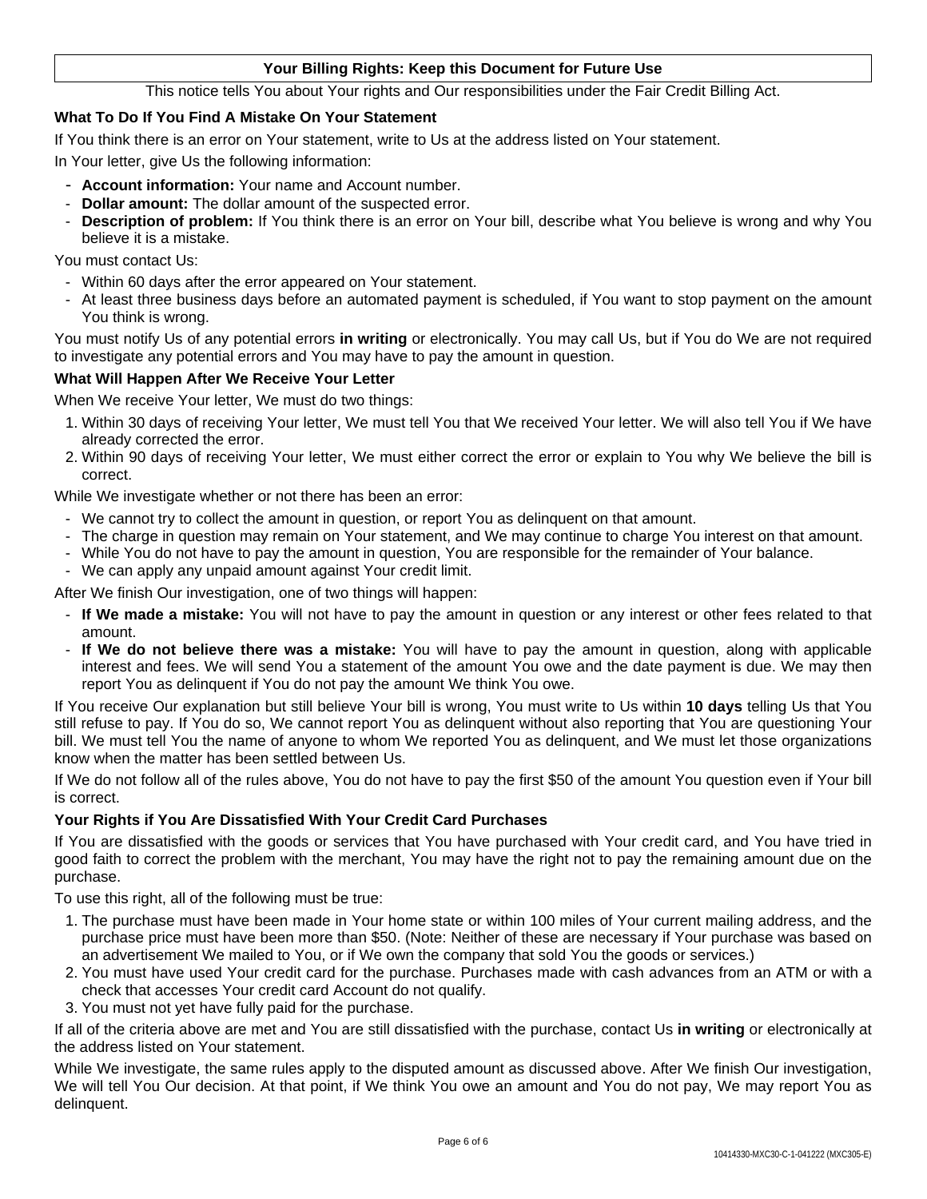## Your Billing Rights: Keep this Document for Future Use

This notice tells You about Your rights and Our responsibilities under the Fair Credit Billing Act.

### What To Do If You Find A Mistake On Your Statement

If You think there is an error on Your statement, write to Us at the address listed on Your statement.

In Your letter, give Us the following information:

- **Account information:** Your name and Account number.
- **Dollar amount:** The dollar amount of the suspected error.
- **Description of problem:** If You think there is an error on Your bill, describe what You believe is wrong and why You believe it is a mistake.

You must contact Us:

- Within 60 days after the error appeared on Your statement.
- At least three business days before an automated payment is scheduled, if You want to stop payment on the amount You think is wrong.

You must notify Us of any potential errors **in writing** or electronically. You may call Us, but if You do We are not required to investigate any potential errors and You may have to pay the amount in question.

### What Will Happen After We Receive Your Letter

When We receive Your letter, We must do two things:

1. Within 30 days of receiving Your letter, We must tell You that We received Your letter. We will also tell You if We have already corrected the error.
2. Within 90 days of receiving Your letter, We must either correct the error or explain to You why We believe the bill is correct.

While We investigate whether or not there has been an error:

- We cannot try to collect the amount in question, or report You as delinquent on that amount.
- The charge in question may remain on Your statement, and We may continue to charge You interest on that amount.
- While You do not have to pay the amount in question, You are responsible for the remainder of Your balance.
- We can apply any unpaid amount against Your credit limit.

After We finish Our investigation, one of two things will happen:

- **If We made a mistake:** You will not have to pay the amount in question or any interest or other fees related to that amount.
- **If We do not believe there was a mistake:** You will have to pay the amount in question, along with applicable interest and fees. We will send You a statement of the amount You owe and the date payment is due. We may then report You as delinquent if You do not pay the amount We think You owe.

If You receive Our explanation but still believe Your bill is wrong, You must write to Us within **10 days** telling Us that You still refuse to pay. If You do so, We cannot report You as delinquent without also reporting that You are questioning Your bill. We must tell You the name of anyone to whom We reported You as delinquent, and We must let those organizations know when the matter has been settled between Us.

If We do not follow all of the rules above, You do not have to pay the first $50 of the amount You question even if Your bill is correct.

### Your Rights if You Are Dissatisfied With Your Credit Card Purchases

If You are dissatisfied with the goods or services that You have purchased with Your credit card, and You have tried in good faith to correct the problem with the merchant, You may have the right not to pay the remaining amount due on the purchase.

To use this right, all of the following must be true:

1. The purchase must have been made in Your home state or within 100 miles of Your current mailing address, and the purchase price must have been more than $50. (Note: Neither of these are necessary if Your purchase was based on an advertisement We mailed to You, or if We own the company that sold You the goods or services.)
2. You must have used Your credit card for the purchase. Purchases made with cash advances from an ATM or with a check that accesses Your credit card Account do not qualify.
3. You must not yet have fully paid for the purchase.

If all of the criteria above are met and You are still dissatisfied with the purchase, contact Us **in writing** or electronically at the address listed on Your statement.

While We investigate, the same rules apply to the disputed amount as discussed above. After We finish Our investigation, We will tell You Our decision. At that point, if We think You owe an amount and You do not pay, We may report You as delinquent.

10414330-MXC30-C-1-041222 (MXC305-E)